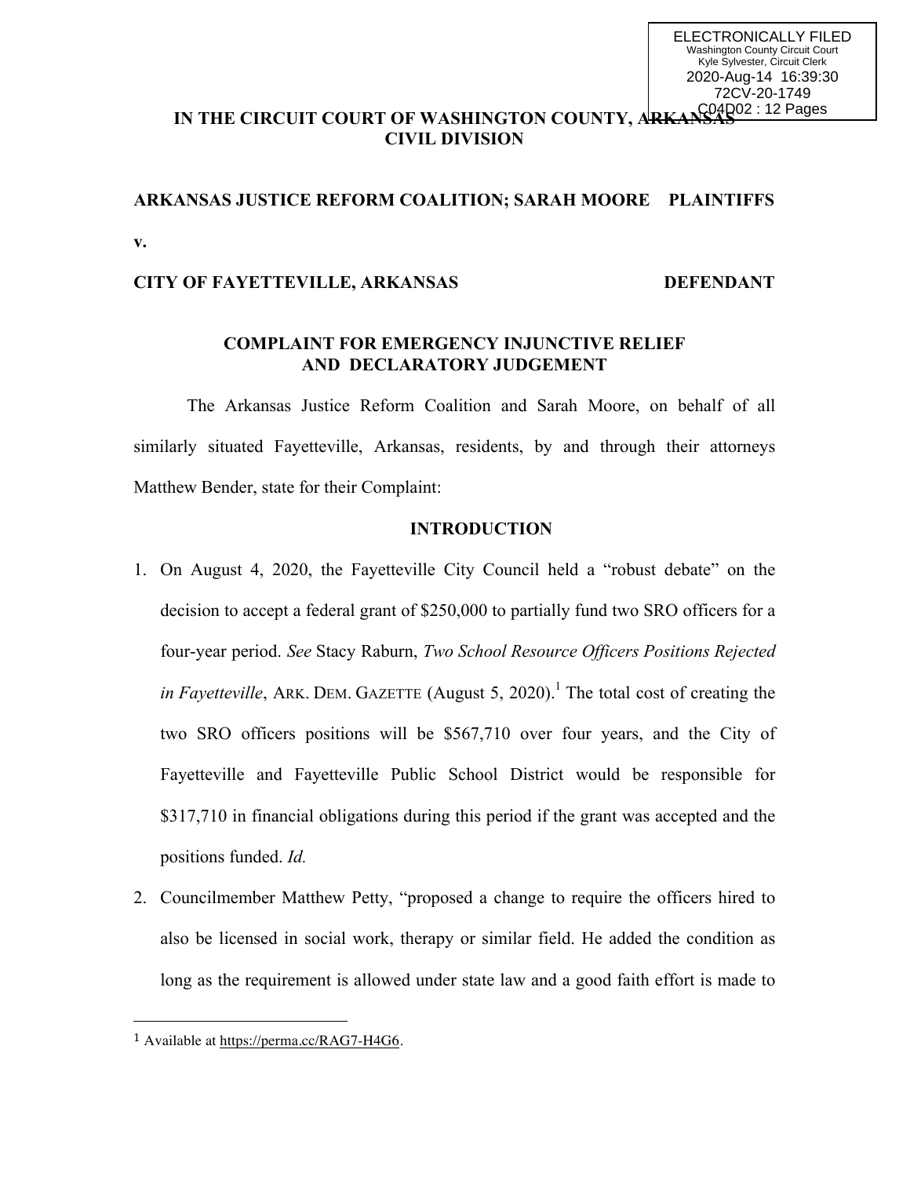ELECTRONICALLY FILED
Washington County Circuit Court
Kyle Sylvester, Circuit Clerk
2020-Aug-14 16:39:30
72CV-20-1749
C04D02 : 12 Pages

**IN THE CIRCUIT COURT OF WASHINGTON COUNTY, ARKANSAS**
**CIVIL DIVISION**

**ARKANSAS JUSTICE REFORM COALITION; SARAH MOORE PLAINTIFFS**

**v.**

**CITY OF FAYETTEVILLE, ARKANSAS DEFENDANT**

## COMPLAINT FOR EMERGENCY INJUNCTIVE RELIEF AND DECLARATORY JUDGEMENT

The Arkansas Justice Reform Coalition and Sarah Moore, on behalf of all similarly situated Fayetteville, Arkansas, residents, by and through their attorneys Matthew Bender, state for their Complaint:

## INTRODUCTION

1. On August 4, 2020, the Fayetteville City Council held a "robust debate" on the decision to accept a federal grant of $250,000 to partially fund two SRO officers for a four-year period. *See* Stacy Raburn, *Two School Resource Officers Positions Rejected in Fayetteville*, ARK. DEM. GAZETTE (August 5, 2020).[1] The total cost of creating the two SRO officers positions will be $567,710 over four years, and the City of Fayetteville and Fayetteville Public School District would be responsible for $317,710 in financial obligations during this period if the grant was accepted and the positions funded. *Id.*

2. Councilmember Matthew Petty, "proposed a change to require the officers hired to also be licensed in social work, therapy or similar field. He added the condition as long as the requirement is allowed under state law and a good faith effort is made to

---

[1] Available at https://perma.cc/RAG7-H4G6.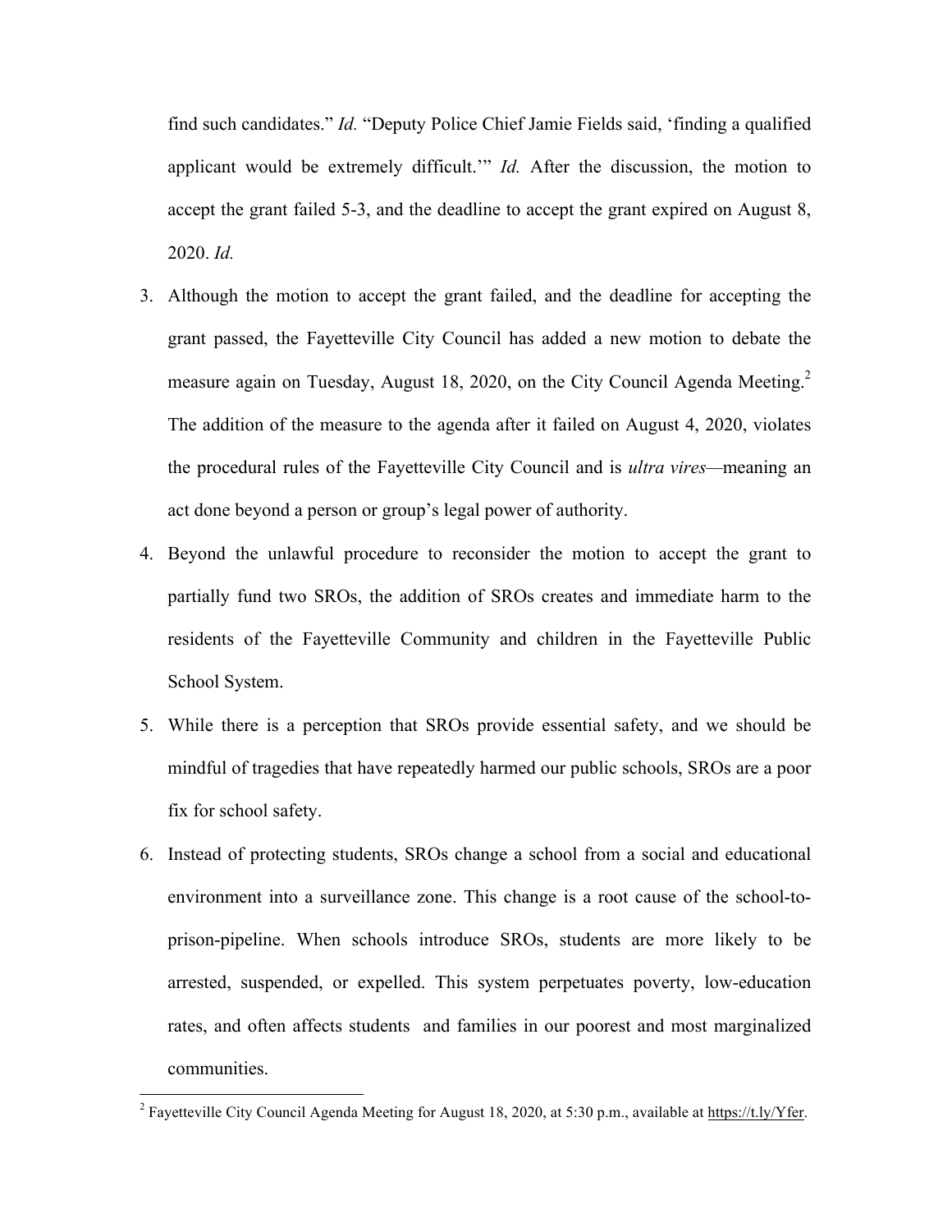find such candidates." *Id.* "Deputy Police Chief Jamie Fields said, 'finding a qualified applicant would be extremely difficult.'" *Id.* After the discussion, the motion to accept the grant failed 5-3, and the deadline to accept the grant expired on August 8, 2020. *Id.*

3. Although the motion to accept the grant failed, and the deadline for accepting the grant passed, the Fayetteville City Council has added a new motion to debate the measure again on Tuesday, August 18, 2020, on the City Council Agenda Meeting.[2] The addition of the measure to the agenda after it failed on August 4, 2020, violates the procedural rules of the Fayetteville City Council and is *ultra vires*—meaning an act done beyond a person or group's legal power of authority.

4. Beyond the unlawful procedure to reconsider the motion to accept the grant to partially fund two SROs, the addition of SROs creates and immediate harm to the residents of the Fayetteville Community and children in the Fayetteville Public School System.

5. While there is a perception that SROs provide essential safety, and we should be mindful of tragedies that have repeatedly harmed our public schools, SROs are a poor fix for school safety.

6. Instead of protecting students, SROs change a school from a social and educational environment into a surveillance zone. This change is a root cause of the school-to-prison-pipeline. When schools introduce SROs, students are more likely to be arrested, suspended, or expelled. This system perpetuates poverty, low-education rates, and often affects students and families in our poorest and most marginalized communities.

[2] Fayetteville City Council Agenda Meeting for August 18, 2020, at 5:30 p.m., available at https://t.ly/Yfer.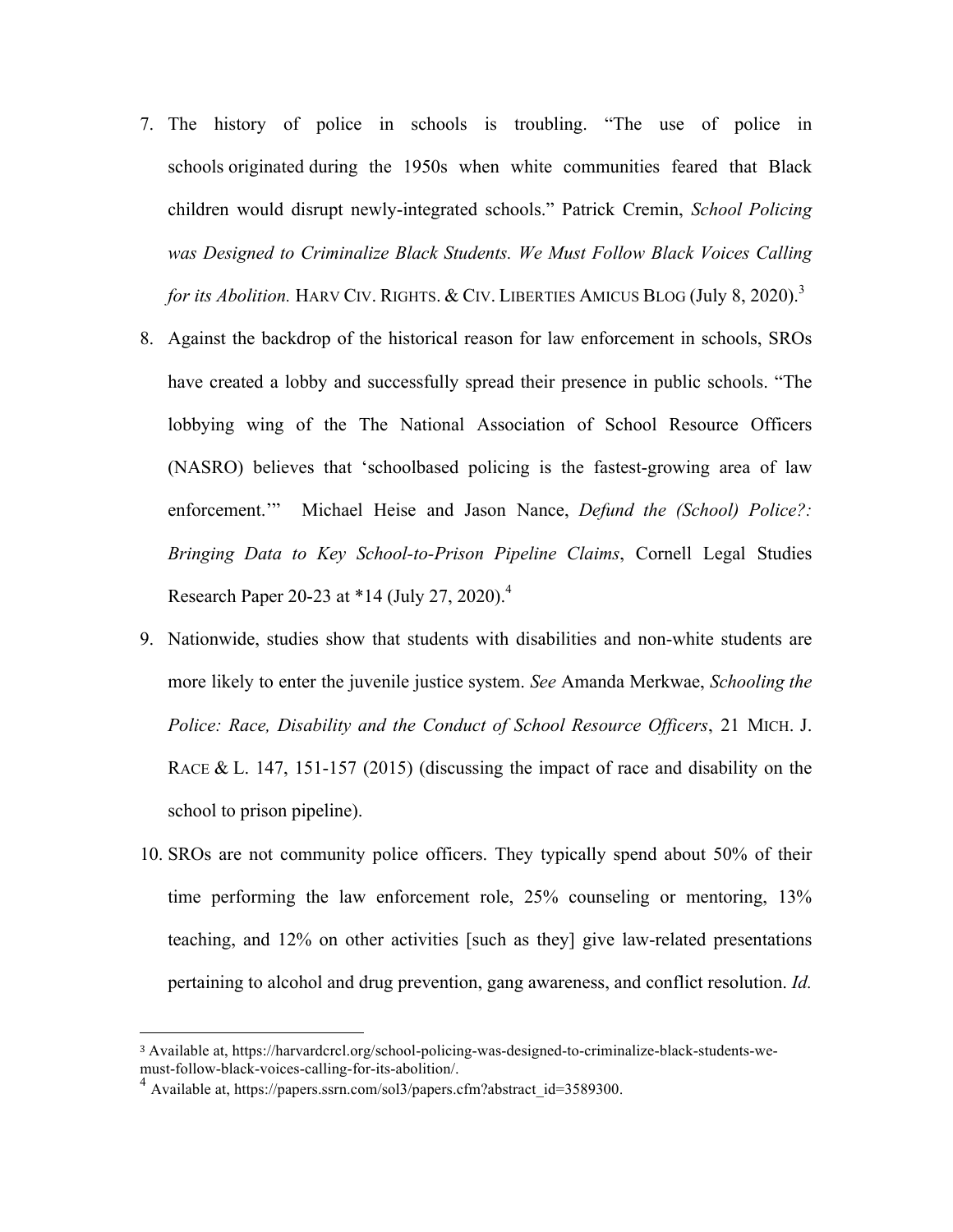7. The history of police in schools is troubling. "The use of police in schools originated during the 1950s when white communities feared that Black children would disrupt newly-integrated schools." Patrick Cremin, *School Policing was Designed to Criminalize Black Students. We Must Follow Black Voices Calling for its Abolition.* HARV CIV. RIGHTS. & CIV. LIBERTIES AMICUS BLOG (July 8, 2020).[3]

8. Against the backdrop of the historical reason for law enforcement in schools, SROs have created a lobby and successfully spread their presence in public schools. "The lobbying wing of the The National Association of School Resource Officers (NASRO) believes that 'schoolbased policing is the fastest-growing area of law enforcement.'" Michael Heise and Jason Nance, *Defund the (School) Police?: Bringing Data to Key School-to-Prison Pipeline Claims*, Cornell Legal Studies Research Paper 20-23 at *14 (July 27, 2020).[4]

9. Nationwide, studies show that students with disabilities and non-white students are more likely to enter the juvenile justice system. *See* Amanda Merkwae, *Schooling the Police: Race, Disability and the Conduct of School Resource Officers*, 21 MICH. J. RACE & L. 147, 151-157 (2015) (discussing the impact of race and disability on the school to prison pipeline).

10. SROs are not community police officers. They typically spend about 50% of their time performing the law enforcement role, 25% counseling or mentoring, 13% teaching, and 12% on other activities [such as they] give law-related presentations pertaining to alcohol and drug prevention, gang awareness, and conflict resolution. *Id.*

---

[3] Available at, https://harvardcrcl.org/school-policing-was-designed-to-criminalize-black-students-we-must-follow-black-voices-calling-for-its-abolition/.

[4] Available at, https://papers.ssrn.com/sol3/papers.cfm?abstract_id=3589300.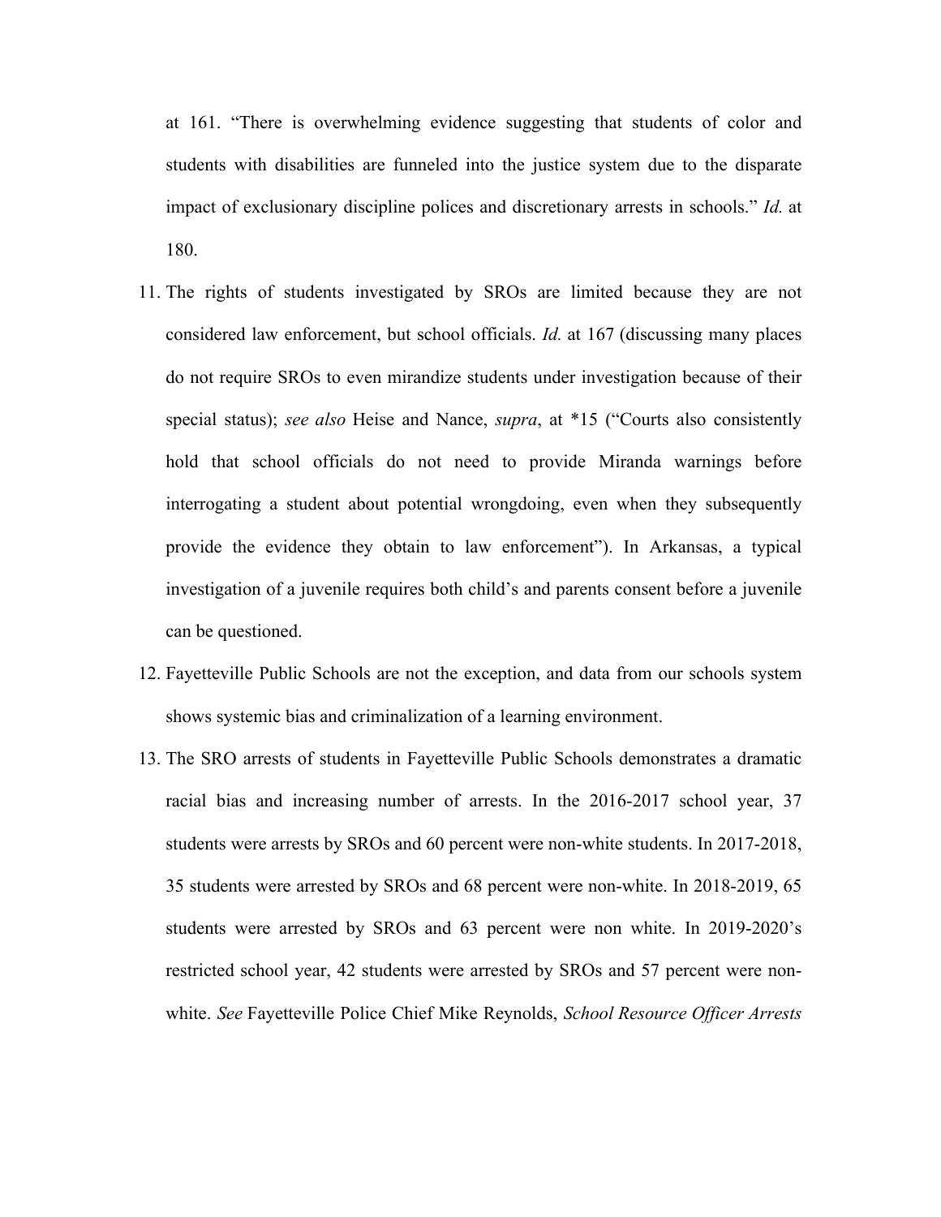at 161. "There is overwhelming evidence suggesting that students of color and students with disabilities are funneled into the justice system due to the disparate impact of exclusionary discipline polices and discretionary arrests in schools." *Id.* at 180.

11. The rights of students investigated by SROs are limited because they are not considered law enforcement, but school officials. *Id.* at 167 (discussing many places do not require SROs to even mirandize students under investigation because of their special status); *see also* Heise and Nance, *supra*, at *15 ("Courts also consistently hold that school officials do not need to provide Miranda warnings before interrogating a student about potential wrongdoing, even when they subsequently provide the evidence they obtain to law enforcement"). In Arkansas, a typical investigation of a juvenile requires both child's and parents consent before a juvenile can be questioned.

12. Fayetteville Public Schools are not the exception, and data from our schools system shows systemic bias and criminalization of a learning environment.

13. The SRO arrests of students in Fayetteville Public Schools demonstrates a dramatic racial bias and increasing number of arrests. In the 2016-2017 school year, 37 students were arrests by SROs and 60 percent were non-white students. In 2017-2018, 35 students were arrested by SROs and 68 percent were non-white. In 2018-2019, 65 students were arrested by SROs and 63 percent were non white. In 2019-2020's restricted school year, 42 students were arrested by SROs and 57 percent were non-white. *See* Fayetteville Police Chief Mike Reynolds, *School Resource Officer Arrests*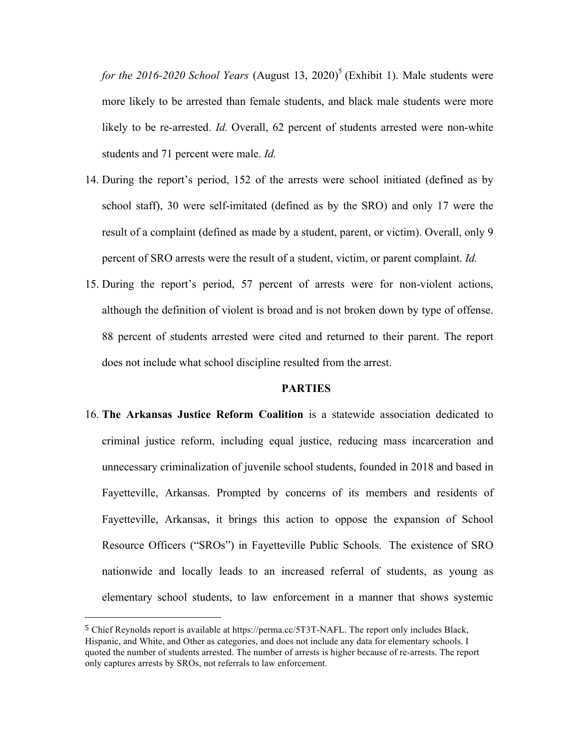*for the 2016-2020 School Years* (August 13, 2020)[5] (Exhibit 1). Male students were more likely to be arrested than female students, and black male students were more likely to be re-arrested. *Id.* Overall, 62 percent of students arrested were non-white students and 71 percent were male. *Id.*

14. During the report's period, 152 of the arrests were school initiated (defined as by school staff), 30 were self-imitated (defined as by the SRO) and only 17 were the result of a complaint (defined as made by a student, parent, or victim). Overall, only 9 percent of SRO arrests were the result of a student, victim, or parent complaint. *Id.*

15. During the report's period, 57 percent of arrests were for non-violent actions, although the definition of violent is broad and is not broken down by type of offense. 88 percent of students arrested were cited and returned to their parent. The report does not include what school discipline resulted from the arrest.

**PARTIES**

16. **The Arkansas Justice Reform Coalition** is a statewide association dedicated to criminal justice reform, including equal justice, reducing mass incarceration and unnecessary criminalization of juvenile school students, founded in 2018 and based in Fayetteville, Arkansas. Prompted by concerns of its members and residents of Fayetteville, Arkansas, it brings this action to oppose the expansion of School Resource Officers ("SROs") in Fayetteville Public Schools. The existence of SRO nationwide and locally leads to an increased referral of students, as young as elementary school students, to law enforcement in a manner that shows systemic

---

[5] Chief Reynolds report is available at https://perma.cc/5T3T-NAFL. The report only includes Black, Hispanic, and White, and Other as categories, and does not include any data for elementary schools. I quoted the number of students arrested. The number of arrests is higher because of re-arrests. The report only captures arrests by SROs, not referrals to law enforcement.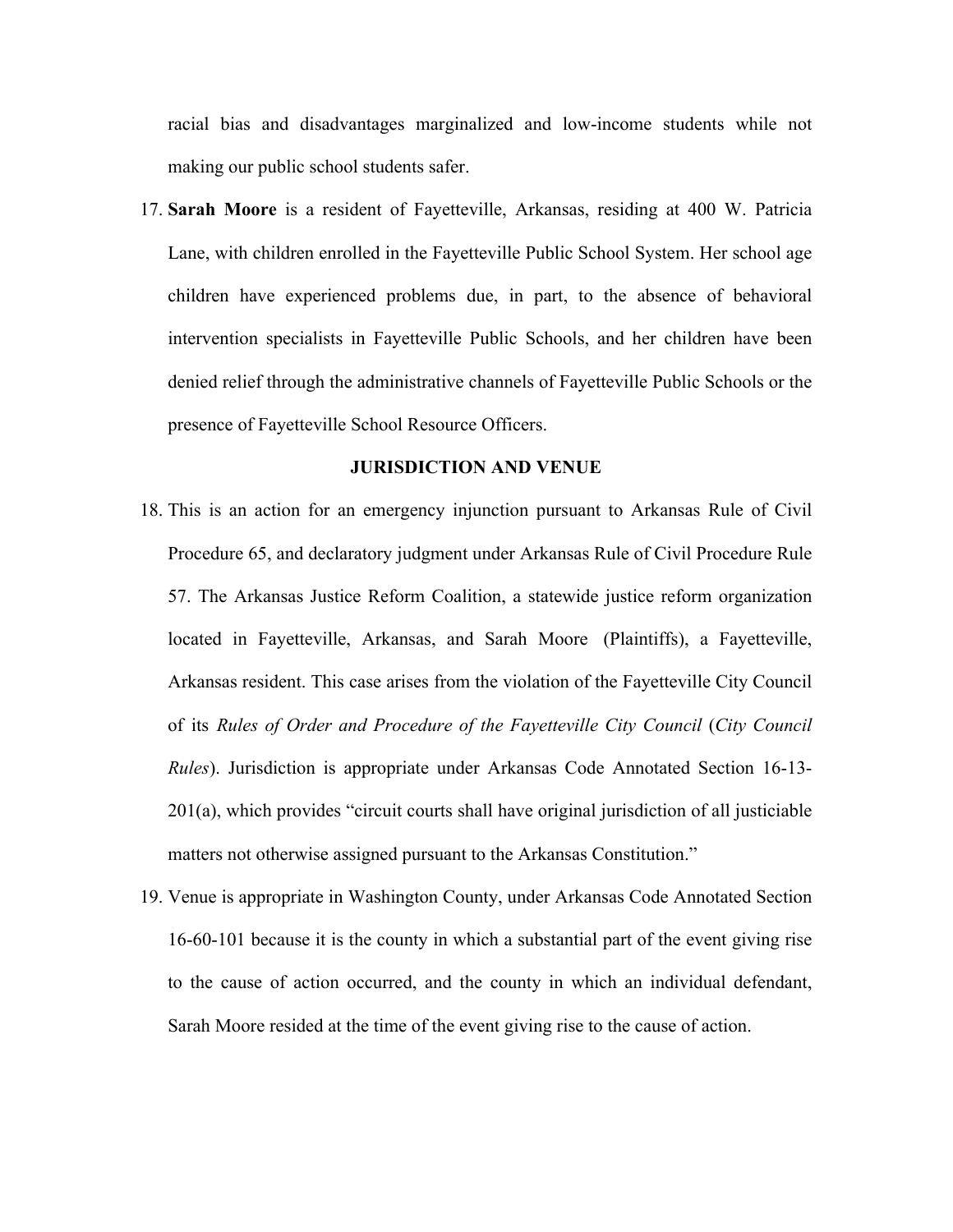racial bias and disadvantages marginalized and low-income students while not making our public school students safer.

17. **Sarah Moore** is a resident of Fayetteville, Arkansas, residing at 400 W. Patricia Lane, with children enrolled in the Fayetteville Public School System. Her school age children have experienced problems due, in part, to the absence of behavioral intervention specialists in Fayetteville Public Schools, and her children have been denied relief through the administrative channels of Fayetteville Public Schools or the presence of Fayetteville School Resource Officers.

### JURISDICTION AND VENUE

18. This is an action for an emergency injunction pursuant to Arkansas Rule of Civil Procedure 65, and declaratory judgment under Arkansas Rule of Civil Procedure Rule 57. The Arkansas Justice Reform Coalition, a statewide justice reform organization located in Fayetteville, Arkansas, and Sarah Moore (Plaintiffs), a Fayetteville, Arkansas resident. This case arises from the violation of the Fayetteville City Council of its *Rules of Order and Procedure of the Fayetteville City Council* (*City Council Rules*). Jurisdiction is appropriate under Arkansas Code Annotated Section 16-13-201(a), which provides "circuit courts shall have original jurisdiction of all justiciable matters not otherwise assigned pursuant to the Arkansas Constitution."

19. Venue is appropriate in Washington County, under Arkansas Code Annotated Section 16-60-101 because it is the county in which a substantial part of the event giving rise to the cause of action occurred, and the county in which an individual defendant, Sarah Moore resided at the time of the event giving rise to the cause of action.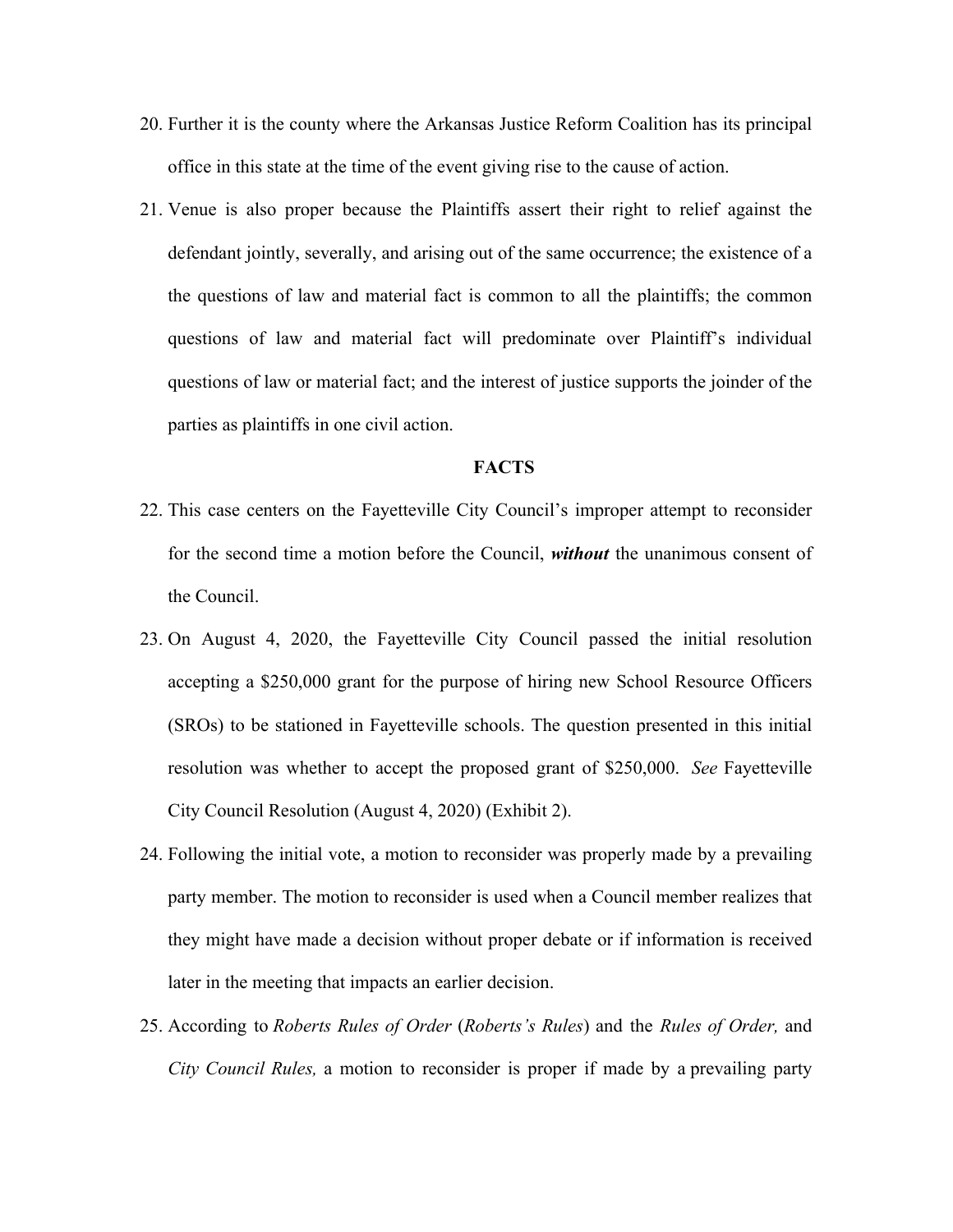20. Further it is the county where the Arkansas Justice Reform Coalition has its principal office in this state at the time of the event giving rise to the cause of action.

21. Venue is also proper because the Plaintiffs assert their right to relief against the defendant jointly, severally, and arising out of the same occurrence; the existence of a the questions of law and material fact is common to all the plaintiffs; the common questions of law and material fact will predominate over Plaintiff's individual questions of law or material fact; and the interest of justice supports the joinder of the parties as plaintiffs in one civil action.

## FACTS

22. This case centers on the Fayetteville City Council's improper attempt to reconsider for the second time a motion before the Council, ***without*** the unanimous consent of the Council.

23. On August 4, 2020, the Fayetteville City Council passed the initial resolution accepting a $250,000 grant for the purpose of hiring new School Resource Officers (SROs) to be stationed in Fayetteville schools. The question presented in this initial resolution was whether to accept the proposed grant of $250,000. *See* Fayetteville City Council Resolution (August 4, 2020) (Exhibit 2).

24. Following the initial vote, a motion to reconsider was properly made by a prevailing party member. The motion to reconsider is used when a Council member realizes that they might have made a decision without proper debate or if information is received later in the meeting that impacts an earlier decision.

25. According to *Roberts Rules of Order* (*Roberts's Rules*) and the *Rules of Order,* and *City Council Rules,* a motion to reconsider is proper if made by a prevailing party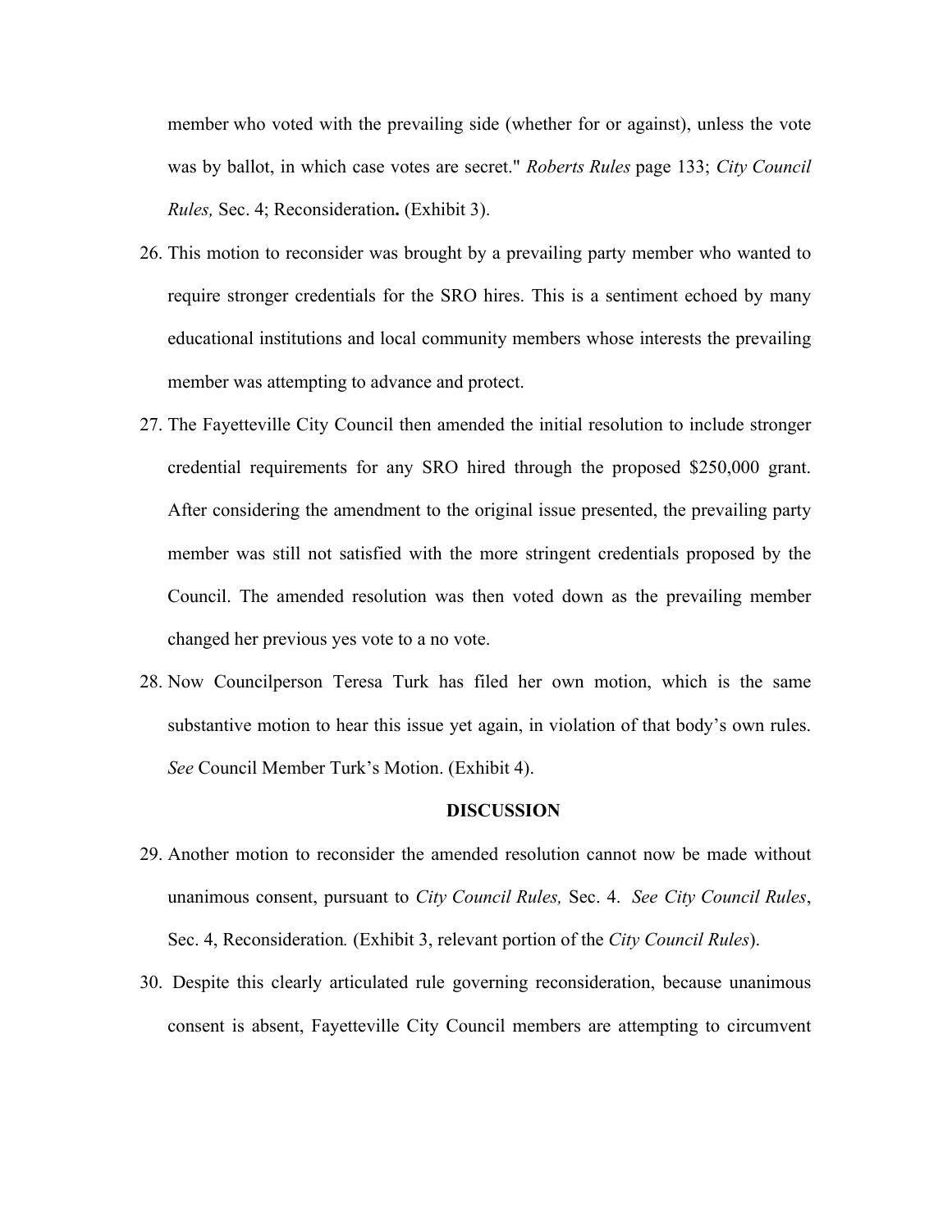member who voted with the prevailing side (whether for or against), unless the vote was by ballot, in which case votes are secret." *Roberts Rules* page 133; *City Council Rules,* Sec. 4; Reconsideration**.** (Exhibit 3).

26. This motion to reconsider was brought by a prevailing party member who wanted to require stronger credentials for the SRO hires. This is a sentiment echoed by many educational institutions and local community members whose interests the prevailing member was attempting to advance and protect.
27. The Fayetteville City Council then amended the initial resolution to include stronger credential requirements for any SRO hired through the proposed $250,000 grant. After considering the amendment to the original issue presented, the prevailing party member was still not satisfied with the more stringent credentials proposed by the Council. The amended resolution was then voted down as the prevailing member changed her previous yes vote to a no vote.
28. Now Councilperson Teresa Turk has filed her own motion, which is the same substantive motion to hear this issue yet again, in violation of that body's own rules. *See* Council Member Turk's Motion. (Exhibit 4).

**DISCUSSION**

29. Another motion to reconsider the amended resolution cannot now be made without unanimous consent, pursuant to *City Council Rules,* Sec. 4. *See City Council Rules*, Sec. 4, Reconsideration*.* (Exhibit 3, relevant portion of the *City Council Rules*).
30. Despite this clearly articulated rule governing reconsideration, because unanimous consent is absent, Fayetteville City Council members are attempting to circumvent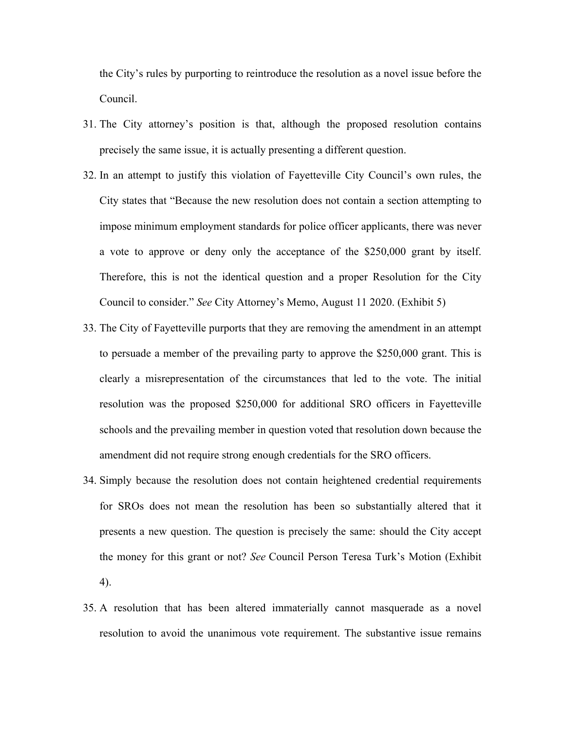the City's rules by purporting to reintroduce the resolution as a novel issue before the Council.

31. The City attorney's position is that, although the proposed resolution contains precisely the same issue, it is actually presenting a different question.

32. In an attempt to justify this violation of Fayetteville City Council's own rules, the City states that "Because the new resolution does not contain a section attempting to impose minimum employment standards for police officer applicants, there was never a vote to approve or deny only the acceptance of the $250,000 grant by itself. Therefore, this is not the identical question and a proper Resolution for the City Council to consider." *See* City Attorney's Memo, August 11 2020. (Exhibit 5)

33. The City of Fayetteville purports that they are removing the amendment in an attempt to persuade a member of the prevailing party to approve the $250,000 grant. This is clearly a misrepresentation of the circumstances that led to the vote. The initial resolution was the proposed $250,000 for additional SRO officers in Fayetteville schools and the prevailing member in question voted that resolution down because the amendment did not require strong enough credentials for the SRO officers.

34. Simply because the resolution does not contain heightened credential requirements for SROs does not mean the resolution has been so substantially altered that it presents a new question. The question is precisely the same: should the City accept the money for this grant or not? *See* Council Person Teresa Turk's Motion (Exhibit 4).

35. A resolution that has been altered immaterially cannot masquerade as a novel resolution to avoid the unanimous vote requirement. The substantive issue remains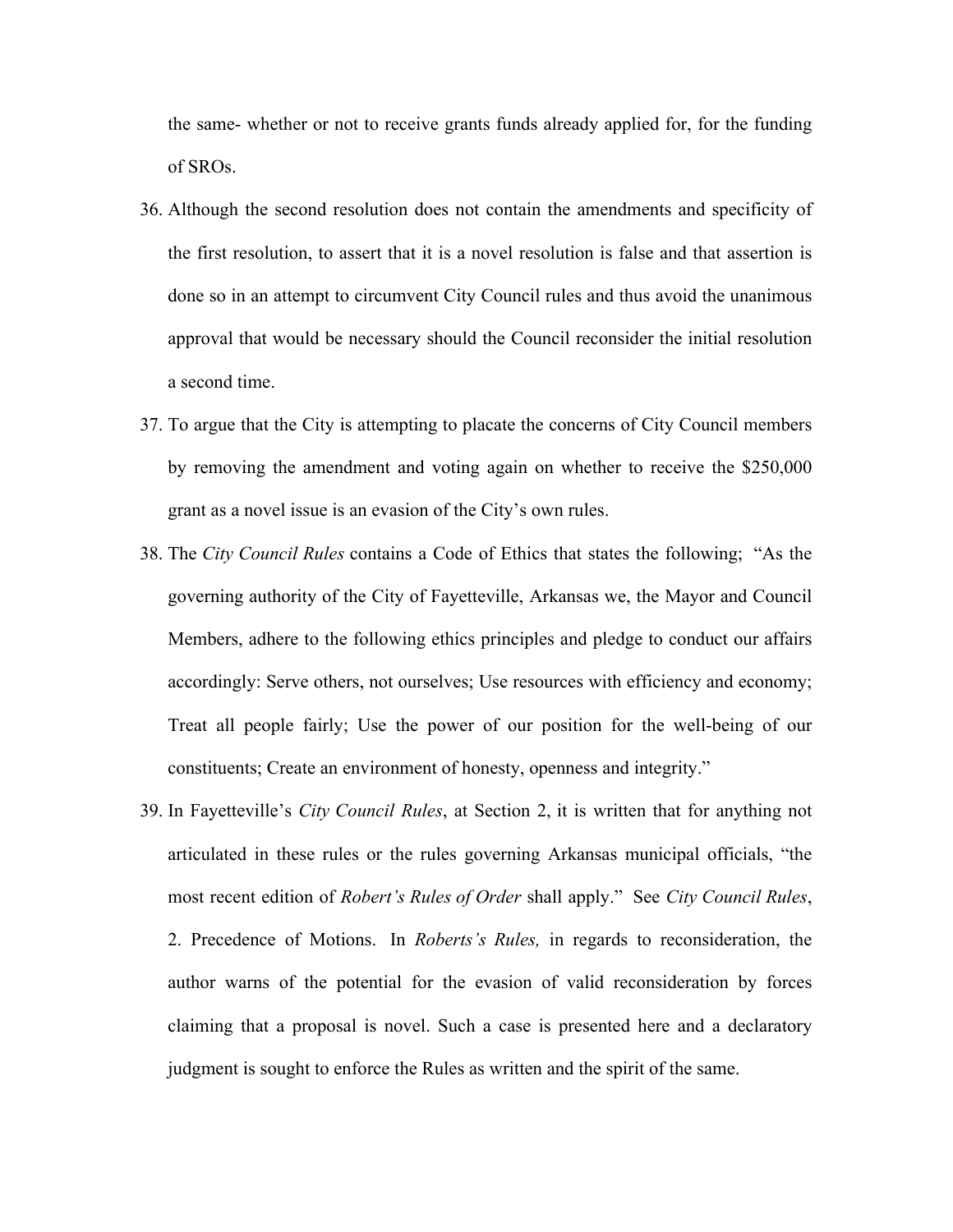the same- whether or not to receive grants funds already applied for, for the funding of SROs.

36. Although the second resolution does not contain the amendments and specificity of the first resolution, to assert that it is a novel resolution is false and that assertion is done so in an attempt to circumvent City Council rules and thus avoid the unanimous approval that would be necessary should the Council reconsider the initial resolution a second time.

37. To argue that the City is attempting to placate the concerns of City Council members by removing the amendment and voting again on whether to receive the $250,000 grant as a novel issue is an evasion of the City's own rules.

38. The *City Council Rules* contains a Code of Ethics that states the following; "As the governing authority of the City of Fayetteville, Arkansas we, the Mayor and Council Members, adhere to the following ethics principles and pledge to conduct our affairs accordingly: Serve others, not ourselves; Use resources with efficiency and economy; Treat all people fairly; Use the power of our position for the well-being of our constituents; Create an environment of honesty, openness and integrity."

39. In Fayetteville's *City Council Rules*, at Section 2, it is written that for anything not articulated in these rules or the rules governing Arkansas municipal officials, "the most recent edition of *Robert's Rules of Order* shall apply." See *City Council Rules*, 2. Precedence of Motions. In *Roberts's Rules,* in regards to reconsideration, the author warns of the potential for the evasion of valid reconsideration by forces claiming that a proposal is novel. Such a case is presented here and a declaratory judgment is sought to enforce the Rules as written and the spirit of the same.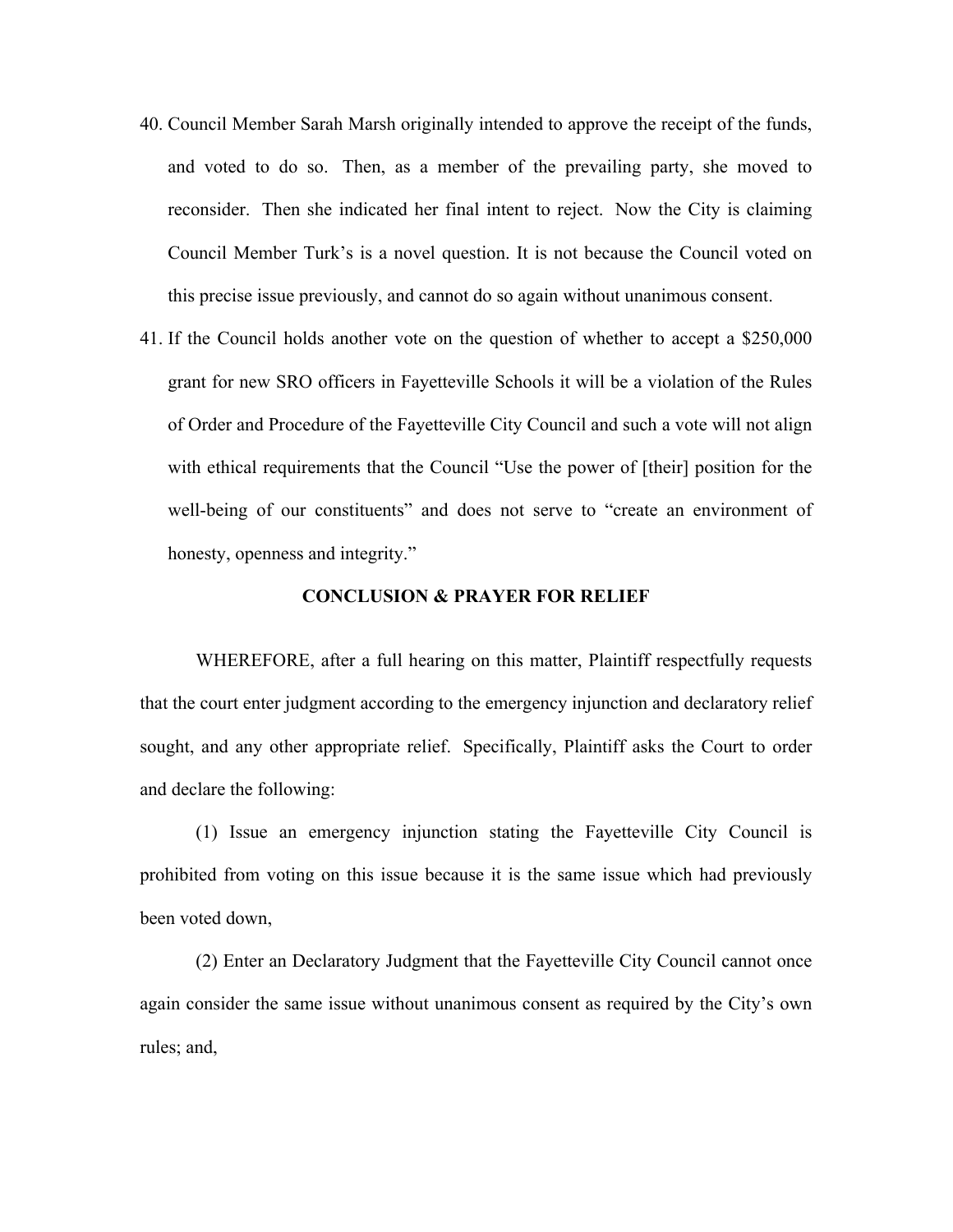40. Council Member Sarah Marsh originally intended to approve the receipt of the funds, and voted to do so. Then, as a member of the prevailing party, she moved to reconsider. Then she indicated her final intent to reject. Now the City is claiming Council Member Turk's is a novel question. It is not because the Council voted on this precise issue previously, and cannot do so again without unanimous consent.

41. If the Council holds another vote on the question of whether to accept a $250,000 grant for new SRO officers in Fayetteville Schools it will be a violation of the Rules of Order and Procedure of the Fayetteville City Council and such a vote will not align with ethical requirements that the Council "Use the power of [their] position for the well-being of our constituents" and does not serve to "create an environment of honesty, openness and integrity."

**CONCLUSION & PRAYER FOR RELIEF**

WHEREFORE, after a full hearing on this matter, Plaintiff respectfully requests that the court enter judgment according to the emergency injunction and declaratory relief sought, and any other appropriate relief. Specifically, Plaintiff asks the Court to order and declare the following:

(1) Issue an emergency injunction stating the Fayetteville City Council is prohibited from voting on this issue because it is the same issue which had previously been voted down,

(2) Enter an Declaratory Judgment that the Fayetteville City Council cannot once again consider the same issue without unanimous consent as required by the City's own rules; and,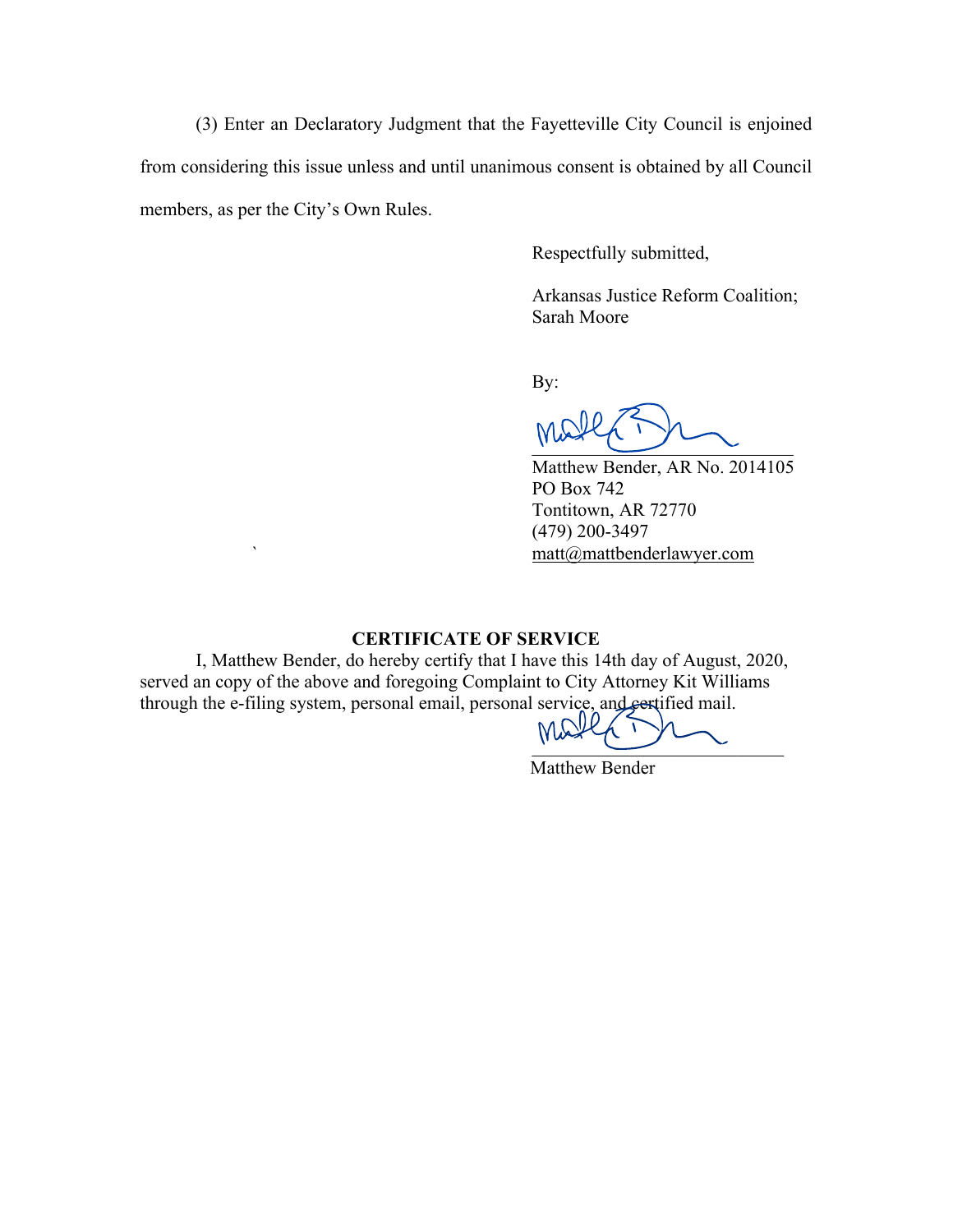(3) Enter an Declaratory Judgment that the Fayetteville City Council is enjoined from considering this issue unless and until unanimous consent is obtained by all Council members, as per the City's Own Rules.

Respectfully submitted,

Arkansas Justice Reform Coalition;
Sarah Moore

By:

\_\_\_\_\_\_\_\_\_\_\_\_\_\_\_\_\_\_\_\_\_\_\_\_\_\_\_\_

Matthew Bender, AR No. 2014105
PO Box 742
Tontitown, AR 72770
(479) 200-3497
matt@mattbenderlawyer.com

**CERTIFICATE OF SERVICE**

I, Matthew Bender, do hereby certify that I have this 14th day of August, 2020, served an copy of the above and foregoing Complaint to City Attorney Kit Williams through the e-filing system, personal email, personal service, and certified mail.

\_\_\_\_\_\_\_\_\_\_\_\_\_\_\_\_\_\_\_\_\_\_\_\_\_\_\_\_

Matthew Bender